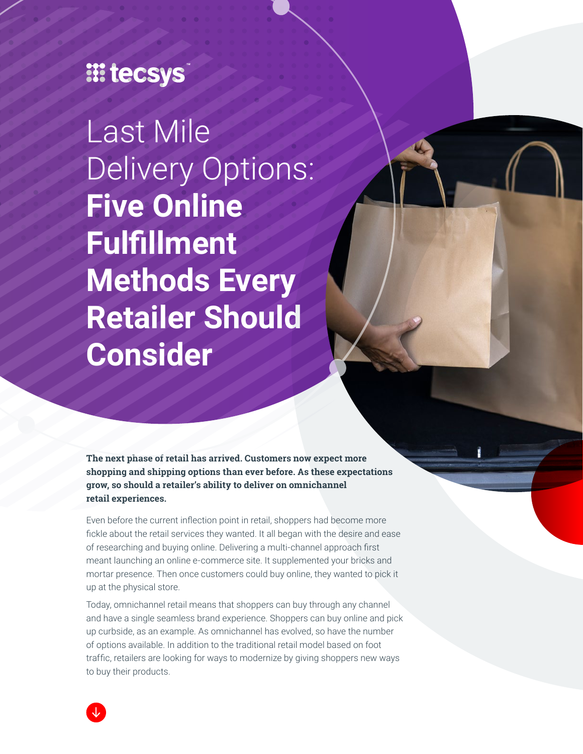tecsys

# Last Mile Delivery Options: **Five Online Fulfillment Methods Every Retailer Should Consider**

**The next phase of retail has arrived. Customers now expect more shopping and shipping options than ever before. As these expectations grow, so should a retailer's ability to deliver on omnichannel retail experiences.**

Even before the current inflection point in retail, shoppers had become more fickle about the retail services they wanted. It all began with the desire and ease of researching and buying online. Delivering a multi-channel approach first meant launching an online e-commerce site. It supplemented your bricks and mortar presence. Then once customers could buy online, they wanted to pick it up at the physical store.

Today, omnichannel retail means that shoppers can buy through any channel and have a single seamless brand experience. Shoppers can buy online and pick up curbside, as an example. As omnichannel has evolved, so have the number of options available. In addition to the traditional retail model based on foot traffic, retailers are looking for ways to modernize by giving shoppers new ways to buy their products.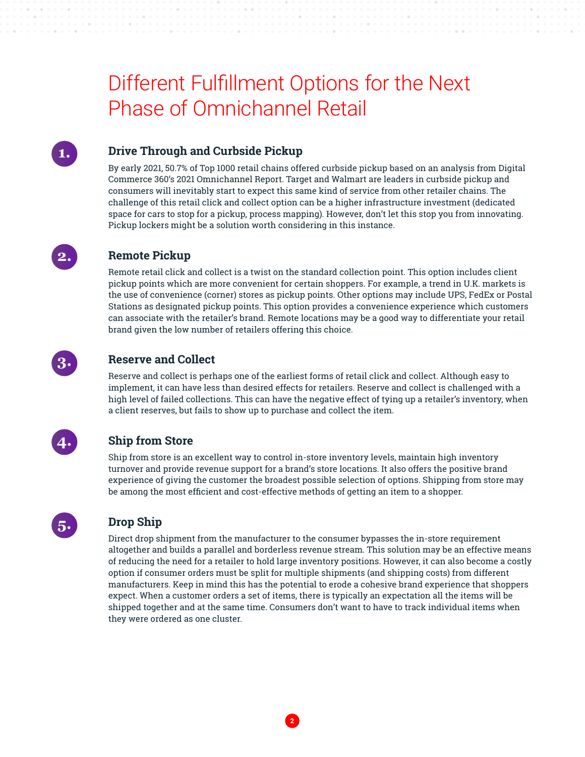# Different Fulfillment Options for the Next Phase of Omnichannel Retail

## 1. Drive Through and Curbside Pickup

By early 2021, 50.7% of Top 1000 retail chains offered curbside pickup based on an analysis from Digital Commerce 360's 2021 Omnichannel Report. Target and Walmart are leaders in curbside pickup and consumers will inevitably start to expect this same kind of service from other retailer chains. The challenge of this retail click and collect option can be a higher infrastructure investment (dedicated space for cars to stop for a pickup, process mapping). However, don't let this stop you from innovating. Pickup lockers might be a solution worth considering in this instance.

## 2. Remote Pickup

Remote retail click and collect is a twist on the standard collection point. This option includes client pickup points which are more convenient for certain shoppers. For example, a trend in U.K. markets is the use of convenience (corner) stores as pickup points. Other options may include UPS, FedEx or Postal Stations as designated pickup points. This option provides a convenience experience which customers can associate with the retailer's brand. Remote locations may be a good way to differentiate your retail brand given the low number of retailers offering this choice.

## 3. Reserve and Collect

Reserve and collect is perhaps one of the earliest forms of retail click and collect. Although easy to implement, it can have less than desired effects for retailers. Reserve and collect is challenged with a high level of failed collections. This can have the negative effect of tying up a retailer's inventory, when a client reserves, but fails to show up to purchase and collect the item.

## 4. Ship from Store

Ship from store is an excellent way to control in-store inventory levels, maintain high inventory turnover and provide revenue support for a brand's store locations. It also offers the positive brand experience of giving the customer the broadest possible selection of options. Shipping from store may be among the most efficient and cost-effective methods of getting an item to a shopper.

## 5. Drop Ship

Direct drop shipment from the manufacturer to the consumer bypasses the in-store requirement altogether and builds a parallel and borderless revenue stream. This solution may be an effective means of reducing the need for a retailer to hold large inventory positions. However, it can also become a costly option if consumer orders must be split for multiple shipments (and shipping costs) from different manufacturers. Keep in mind this has the potential to erode a cohesive brand experience that shoppers expect. When a customer orders a set of items, there is typically an expectation all the items will be shipped together and at the same time. Consumers don't want to have to track individual items when they were ordered as one cluster.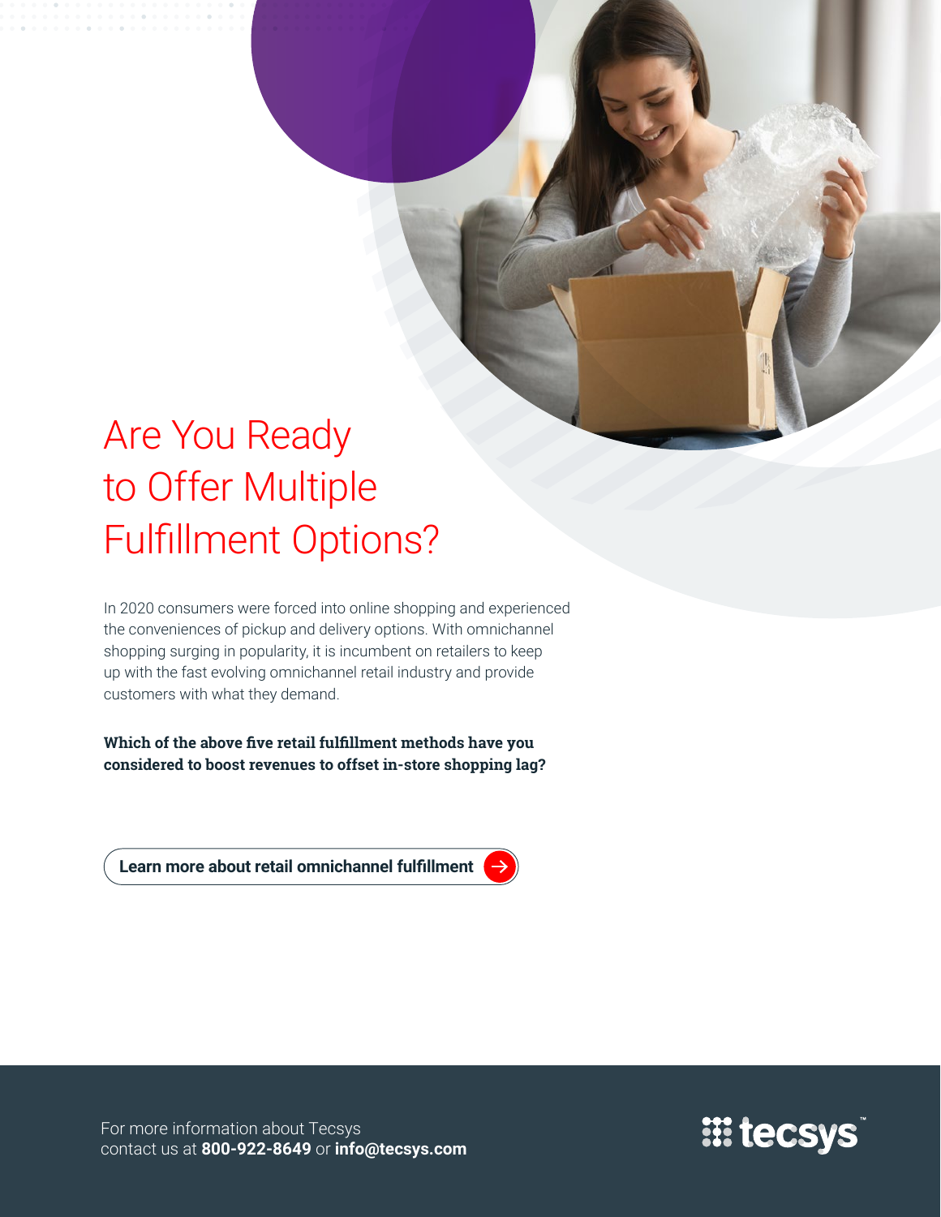# Are You Ready to Offer Multiple Fulfillment Options?

In 2020 consumers were forced into online shopping and experienced the conveniences of pickup and delivery options. With omnichannel shopping surging in popularity, it is incumbent on retailers to keep up with the fast evolving omnichannel retail industry and provide customers with what they demand.

**Which of the above five retail fulfillment methods have you considered to boost revenues to offset in-store shopping lag?**

**Learn more about retail omnichannel fulfillment** →

For more information about Tecsys contact us at **800-922-8649** or **info@tecsys.com**

tecsys™